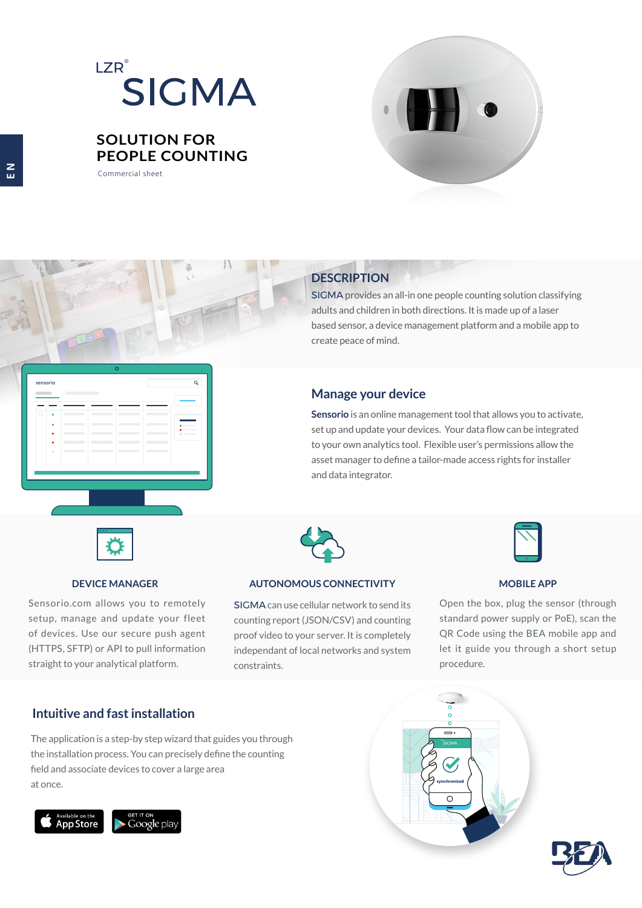EN

LZR®

# SIGMA

## SOLUTION FOR PEOPLE COUNTING

Commercial sheet

## DESCRIPTION

SIGMA provides an all-in one people counting solution classifying adults and children in both directions. It is made up of a laser based sensor, a device management platform and a mobile app to create peace of mind.

## Manage your device

**Sensorio** is an online management tool that allows you to activate, set up and update your devices. Your data flow can be integrated to your own analytics tool. Flexible user's permissions allow the asset manager to define a tailor-made access rights for installer and data integrator.

### DEVICE MANAGER

Sensorio.com allows you to remotely setup, manage and update your fleet of devices. Use our secure push agent (HTTPS, SFTP) or API to pull information straight to your analytical platform.

### AUTONOMOUS CONNECTIVITY

SIGMA can use cellular network to send its counting report (JSON/CSV) and counting proof video to your server. It is completely independant of local networks and system constraints.

### MOBILE APP

Open the box, plug the sensor (through standard power supply or PoE), scan the QR Code using the BEA mobile app and let it guide you through a short setup procedure.

## Intuitive and fast installation

The application is a step-by step wizard that guides you through the installation process. You can precisely define the counting field and associate devices to cover a large area at once.

Available on the App Store

GET IT ON Google play

BEA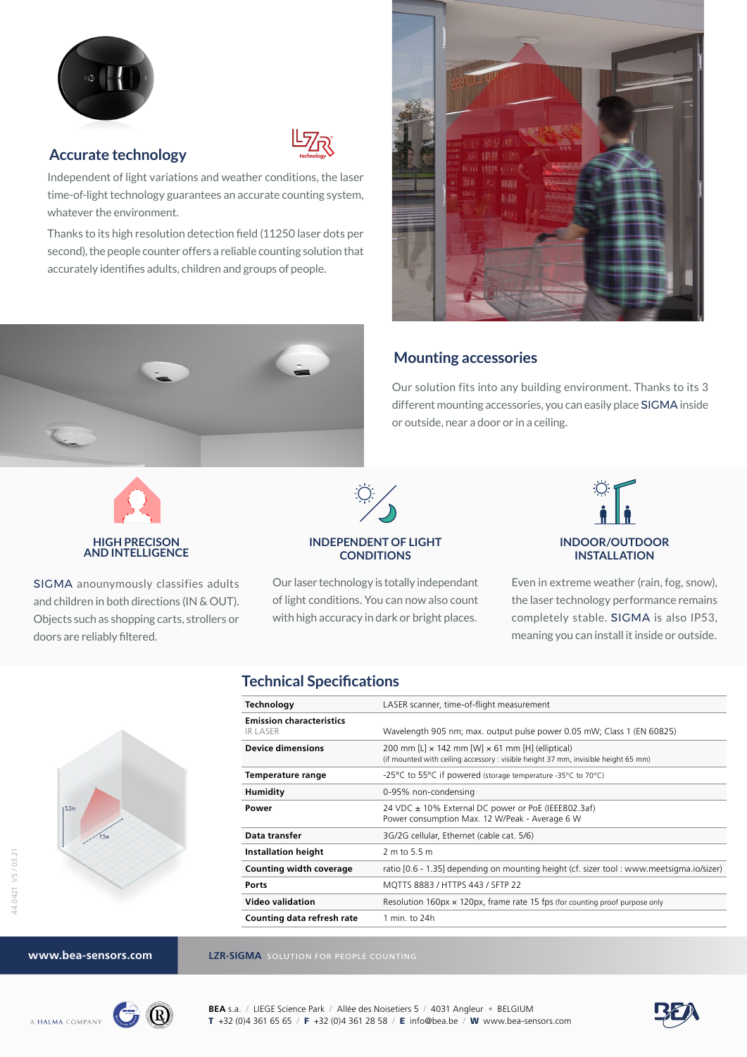## Accurate technology

Independent of light variations and weather conditions, the laser time-of-light technology guarantees an accurate counting system, whatever the environment.

Thanks to its high resolution detection field (11250 laser dots per second), the people counter offers a reliable counting solution that accurately identifies adults, children and groups of people.

## Mounting accessories

Our solution fits into any building environment. Thanks to its 3 different mounting accessories, you can easily place SIGMA inside or outside, near a door or in a ceiling.

### HIGH PRECISON AND INTELLIGENCE

SIGMA anounymously classifies adults and children in both directions (IN & OUT). Objects such as shopping carts, strollers or doors are reliably filtered.

### INDEPENDENT OF LIGHT CONDITIONS

Our laser technology is totally independant of light conditions. You can now also count with high accuracy in dark or bright places.

### INDOOR/OUTDOOR INSTALLATION

Even in extreme weather (rain, fog, snow), the laser technology performance remains completely stable. SIGMA is also IP53, meaning you can install it inside or outside.

5,5m

7,5m

## Technical Specifications

| | |
|---|---|
| **Technology** | LASER scanner, time-of-flight measurement |
| **Emission characteristics** IR LASER | Wavelength 905 nm; max. output pulse power 0.05 mW; Class 1 (EN 60825) |
| **Device dimensions** | 200 mm [L] × 142 mm [W] × 61 mm [H] (elliptical) (if mounted with ceiling accessory : visible height 37 mm, invisible height 65 mm) |
| **Temperature range** | -25°C to 55°C if powered (storage temperature -35°C to 70°C) |
| **Humidity** | 0-95% non-condensing |
| **Power** | 24 VDC ± 10% External DC power or PoE (IEEE802.3af) Power consumption Max. 12 W/Peak - Average 6 W |
| **Data transfer** | 3G/2G cellular, Ethernet (cable cat. 5/6) |
| **Installation height** | 2 m to 5.5 m |
| **Counting width coverage** | ratio [0.6 - 1.35] depending on mounting height (cf. sizer tool : www.meetsigma.io/sizer) |
| **Ports** | MQTTS 8883 / HTTPS 443 / SFTP 22 |
| **Video validation** | Resolution 160px × 120px, frame rate 15 fps (for counting proof purpose only |
| **Counting data refresh rate** | 1 min. to 24h |

44.0421 V5 / 03.21

**www.bea-sensors.com** | **LZR-SIGMA** SOLUTION FOR PEOPLE COUNTING

A HALMA COMPANY

**BEA** s.a. / LIEGE Science Park / Allée des Noisetiers 5 / 4031 Angleur • BELGIUM
**T** +32 (0)4 361 65 65 / **F** +32 (0)4 361 28 58 / **E** info@bea.be / **W** www.bea-sensors.com